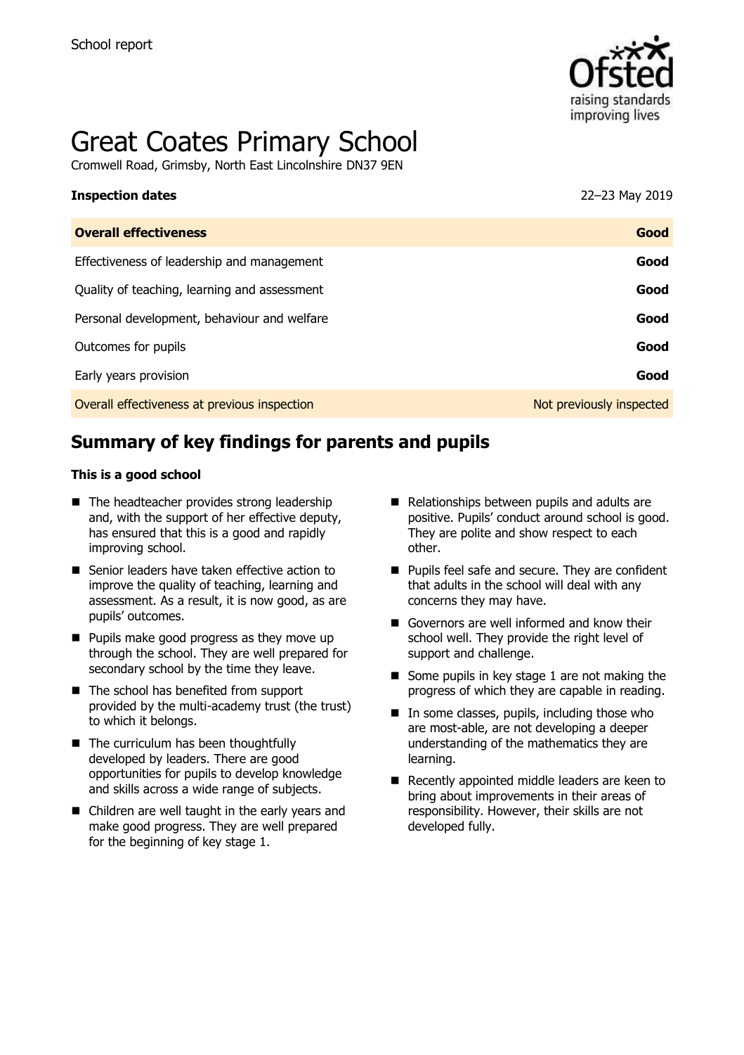School report

# Great Coates Primary School

Cromwell Road, Grimsby, North East Lincolnshire DN37 9EN

**Inspection dates** 22–23 May 2019

| **Overall effectiveness** | **Good** |
|---|---|
| Effectiveness of leadership and management | **Good** |
| Quality of teaching, learning and assessment | **Good** |
| Personal development, behaviour and welfare | **Good** |
| Outcomes for pupils | **Good** |
| Early years provision | **Good** |
| Overall effectiveness at previous inspection | Not previously inspected |

## Summary of key findings for parents and pupils

**This is a good school**

- The headteacher provides strong leadership and, with the support of her effective deputy, has ensured that this is a good and rapidly improving school.
- Senior leaders have taken effective action to improve the quality of teaching, learning and assessment. As a result, it is now good, as are pupils' outcomes.
- Pupils make good progress as they move up through the school. They are well prepared for secondary school by the time they leave.
- The school has benefited from support provided by the multi-academy trust (the trust) to which it belongs.
- The curriculum has been thoughtfully developed by leaders. There are good opportunities for pupils to develop knowledge and skills across a wide range of subjects.
- Children are well taught in the early years and make good progress. They are well prepared for the beginning of key stage 1.
- Relationships between pupils and adults are positive. Pupils' conduct around school is good. They are polite and show respect to each other.
- Pupils feel safe and secure. They are confident that adults in the school will deal with any concerns they may have.
- Governors are well informed and know their school well. They provide the right level of support and challenge.
- Some pupils in key stage 1 are not making the progress of which they are capable in reading.
- In some classes, pupils, including those who are most-able, are not developing a deeper understanding of the mathematics they are learning.
- Recently appointed middle leaders are keen to bring about improvements in their areas of responsibility. However, their skills are not developed fully.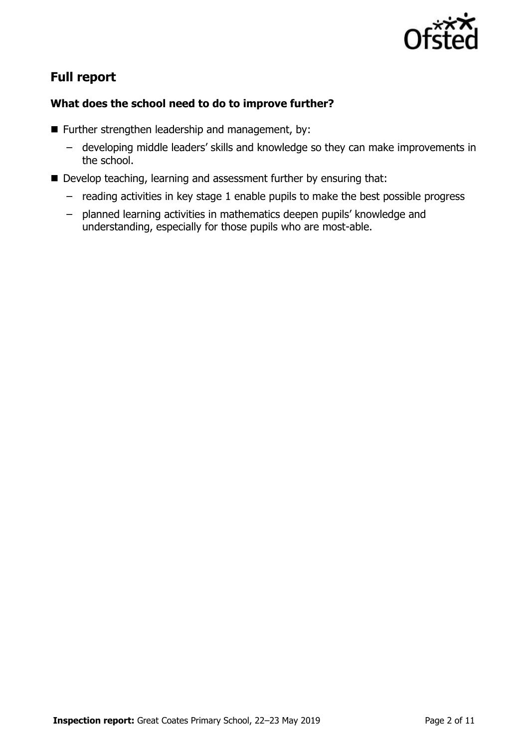## Full report

### What does the school need to do to improve further?

- Further strengthen leadership and management, by:
  - developing middle leaders' skills and knowledge so they can make improvements in the school.
- Develop teaching, learning and assessment further by ensuring that:
  - reading activities in key stage 1 enable pupils to make the best possible progress
  - planned learning activities in mathematics deepen pupils' knowledge and understanding, especially for those pupils who are most-able.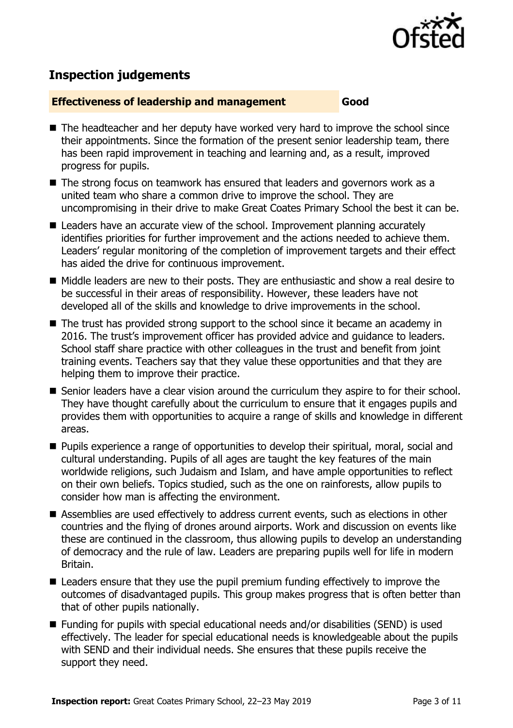## Inspection judgements

**Effectiveness of leadership and management** **Good**

- The headteacher and her deputy have worked very hard to improve the school since their appointments. Since the formation of the present senior leadership team, there has been rapid improvement in teaching and learning and, as a result, improved progress for pupils.
- The strong focus on teamwork has ensured that leaders and governors work as a united team who share a common drive to improve the school. They are uncompromising in their drive to make Great Coates Primary School the best it can be.
- Leaders have an accurate view of the school. Improvement planning accurately identifies priorities for further improvement and the actions needed to achieve them. Leaders' regular monitoring of the completion of improvement targets and their effect has aided the drive for continuous improvement.
- Middle leaders are new to their posts. They are enthusiastic and show a real desire to be successful in their areas of responsibility. However, these leaders have not developed all of the skills and knowledge to drive improvements in the school.
- The trust has provided strong support to the school since it became an academy in 2016. The trust's improvement officer has provided advice and guidance to leaders. School staff share practice with other colleagues in the trust and benefit from joint training events. Teachers say that they value these opportunities and that they are helping them to improve their practice.
- Senior leaders have a clear vision around the curriculum they aspire to for their school. They have thought carefully about the curriculum to ensure that it engages pupils and provides them with opportunities to acquire a range of skills and knowledge in different areas.
- Pupils experience a range of opportunities to develop their spiritual, moral, social and cultural understanding. Pupils of all ages are taught the key features of the main worldwide religions, such Judaism and Islam, and have ample opportunities to reflect on their own beliefs. Topics studied, such as the one on rainforests, allow pupils to consider how man is affecting the environment.
- Assemblies are used effectively to address current events, such as elections in other countries and the flying of drones around airports. Work and discussion on events like these are continued in the classroom, thus allowing pupils to develop an understanding of democracy and the rule of law. Leaders are preparing pupils well for life in modern Britain.
- Leaders ensure that they use the pupil premium funding effectively to improve the outcomes of disadvantaged pupils. This group makes progress that is often better than that of other pupils nationally.
- Funding for pupils with special educational needs and/or disabilities (SEND) is used effectively. The leader for special educational needs is knowledgeable about the pupils with SEND and their individual needs. She ensures that these pupils receive the support they need.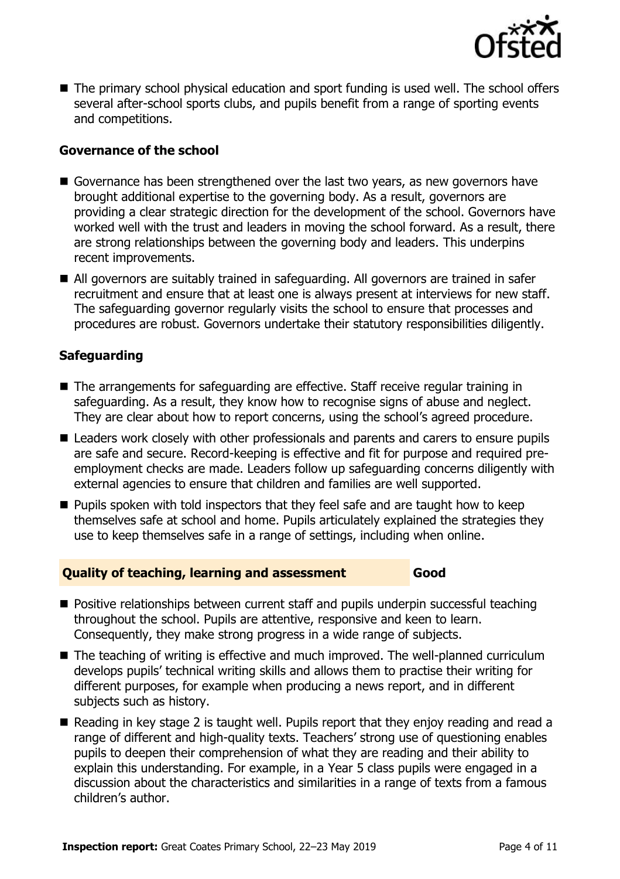- The primary school physical education and sport funding is used well. The school offers several after-school sports clubs, and pupils benefit from a range of sporting events and competitions.

### Governance of the school

- Governance has been strengthened over the last two years, as new governors have brought additional expertise to the governing body. As a result, governors are providing a clear strategic direction for the development of the school. Governors have worked well with the trust and leaders in moving the school forward. As a result, there are strong relationships between the governing body and leaders. This underpins recent improvements.
- All governors are suitably trained in safeguarding. All governors are trained in safer recruitment and ensure that at least one is always present at interviews for new staff. The safeguarding governor regularly visits the school to ensure that processes and procedures are robust. Governors undertake their statutory responsibilities diligently.

### Safeguarding

- The arrangements for safeguarding are effective. Staff receive regular training in safeguarding. As a result, they know how to recognise signs of abuse and neglect. They are clear about how to report concerns, using the school's agreed procedure.
- Leaders work closely with other professionals and parents and carers to ensure pupils are safe and secure. Record-keeping is effective and fit for purpose and required pre-employment checks are made. Leaders follow up safeguarding concerns diligently with external agencies to ensure that children and families are well supported.
- Pupils spoken with told inspectors that they feel safe and are taught how to keep themselves safe at school and home. Pupils articulately explained the strategies they use to keep themselves safe in a range of settings, including when online.

## Quality of teaching, learning and assessment — Good

- Positive relationships between current staff and pupils underpin successful teaching throughout the school. Pupils are attentive, responsive and keen to learn. Consequently, they make strong progress in a wide range of subjects.
- The teaching of writing is effective and much improved. The well-planned curriculum develops pupils' technical writing skills and allows them to practise their writing for different purposes, for example when producing a news report, and in different subjects such as history.
- Reading in key stage 2 is taught well. Pupils report that they enjoy reading and read a range of different and high-quality texts. Teachers' strong use of questioning enables pupils to deepen their comprehension of what they are reading and their ability to explain this understanding. For example, in a Year 5 class pupils were engaged in a discussion about the characteristics and similarities in a range of texts from a famous children's author.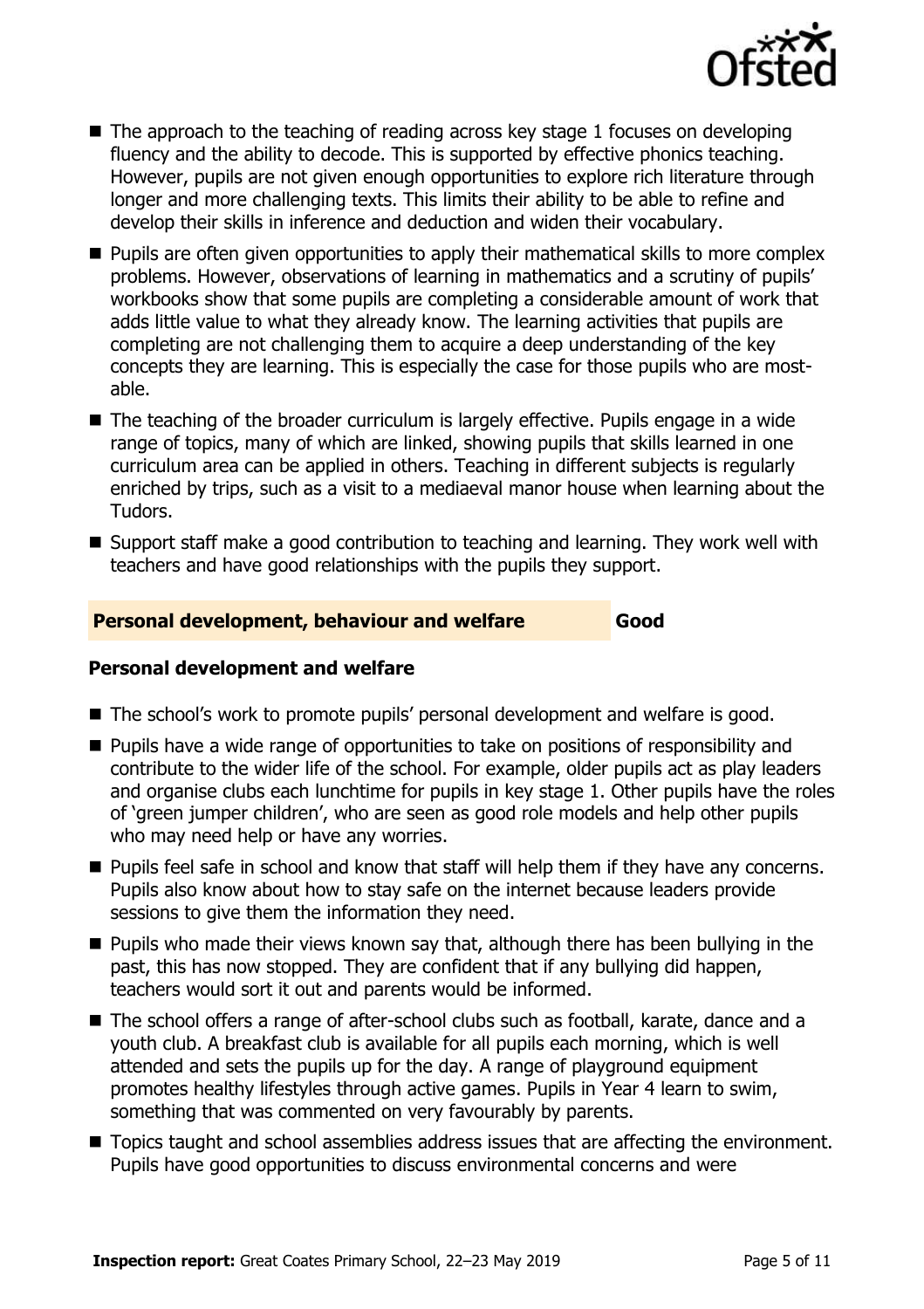- The approach to the teaching of reading across key stage 1 focuses on developing fluency and the ability to decode. This is supported by effective phonics teaching. However, pupils are not given enough opportunities to explore rich literature through longer and more challenging texts. This limits their ability to be able to refine and develop their skills in inference and deduction and widen their vocabulary.
- Pupils are often given opportunities to apply their mathematical skills to more complex problems. However, observations of learning in mathematics and a scrutiny of pupils' workbooks show that some pupils are completing a considerable amount of work that adds little value to what they already know. The learning activities that pupils are completing are not challenging them to acquire a deep understanding of the key concepts they are learning. This is especially the case for those pupils who are most-able.
- The teaching of the broader curriculum is largely effective. Pupils engage in a wide range of topics, many of which are linked, showing pupils that skills learned in one curriculum area can be applied in others. Teaching in different subjects is regularly enriched by trips, such as a visit to a mediaeval manor house when learning about the Tudors.
- Support staff make a good contribution to teaching and learning. They work well with teachers and have good relationships with the pupils they support.

## Personal development, behaviour and welfare — Good

### Personal development and welfare

- The school's work to promote pupils' personal development and welfare is good.
- Pupils have a wide range of opportunities to take on positions of responsibility and contribute to the wider life of the school. For example, older pupils act as play leaders and organise clubs each lunchtime for pupils in key stage 1. Other pupils have the roles of 'green jumper children', who are seen as good role models and help other pupils who may need help or have any worries.
- Pupils feel safe in school and know that staff will help them if they have any concerns. Pupils also know about how to stay safe on the internet because leaders provide sessions to give them the information they need.
- Pupils who made their views known say that, although there has been bullying in the past, this has now stopped. They are confident that if any bullying did happen, teachers would sort it out and parents would be informed.
- The school offers a range of after-school clubs such as football, karate, dance and a youth club. A breakfast club is available for all pupils each morning, which is well attended and sets the pupils up for the day. A range of playground equipment promotes healthy lifestyles through active games. Pupils in Year 4 learn to swim, something that was commented on very favourably by parents.
- Topics taught and school assemblies address issues that are affecting the environment. Pupils have good opportunities to discuss environmental concerns and were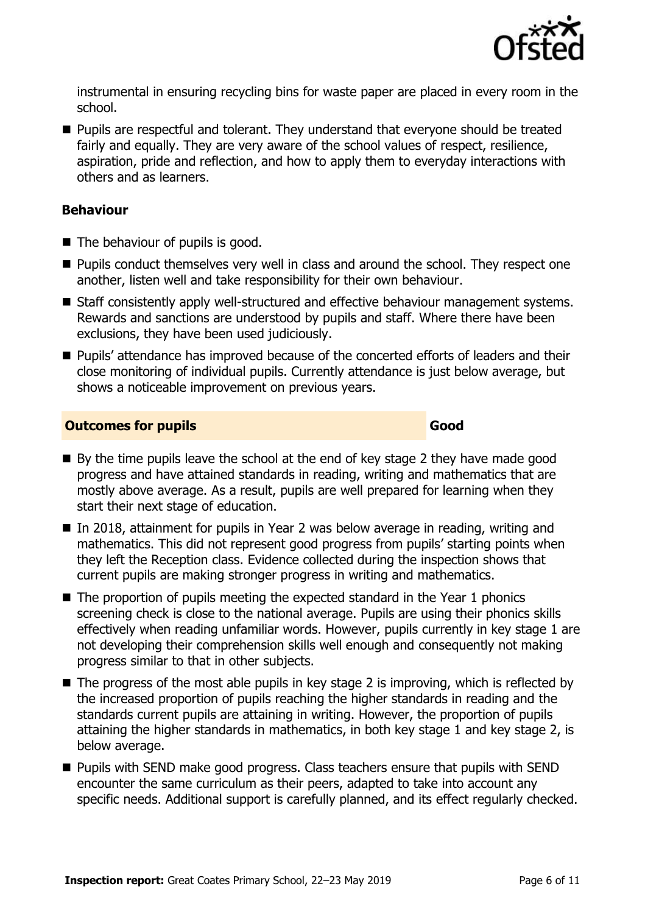instrumental in ensuring recycling bins for waste paper are placed in every room in the school.

- Pupils are respectful and tolerant. They understand that everyone should be treated fairly and equally. They are very aware of the school values of respect, resilience, aspiration, pride and reflection, and how to apply them to everyday interactions with others and as learners.

### Behaviour

- The behaviour of pupils is good.
- Pupils conduct themselves very well in class and around the school. They respect one another, listen well and take responsibility for their own behaviour.
- Staff consistently apply well-structured and effective behaviour management systems. Rewards and sanctions are understood by pupils and staff. Where there have been exclusions, they have been used judiciously.
- Pupils' attendance has improved because of the concerted efforts of leaders and their close monitoring of individual pupils. Currently attendance is just below average, but shows a noticeable improvement on previous years.

## Outcomes for pupils — Good

- By the time pupils leave the school at the end of key stage 2 they have made good progress and have attained standards in reading, writing and mathematics that are mostly above average. As a result, pupils are well prepared for learning when they start their next stage of education.
- In 2018, attainment for pupils in Year 2 was below average in reading, writing and mathematics. This did not represent good progress from pupils' starting points when they left the Reception class. Evidence collected during the inspection shows that current pupils are making stronger progress in writing and mathematics.
- The proportion of pupils meeting the expected standard in the Year 1 phonics screening check is close to the national average. Pupils are using their phonics skills effectively when reading unfamiliar words. However, pupils currently in key stage 1 are not developing their comprehension skills well enough and consequently not making progress similar to that in other subjects.
- The progress of the most able pupils in key stage 2 is improving, which is reflected by the increased proportion of pupils reaching the higher standards in reading and the standards current pupils are attaining in writing. However, the proportion of pupils attaining the higher standards in mathematics, in both key stage 1 and key stage 2, is below average.
- Pupils with SEND make good progress. Class teachers ensure that pupils with SEND encounter the same curriculum as their peers, adapted to take into account any specific needs. Additional support is carefully planned, and its effect regularly checked.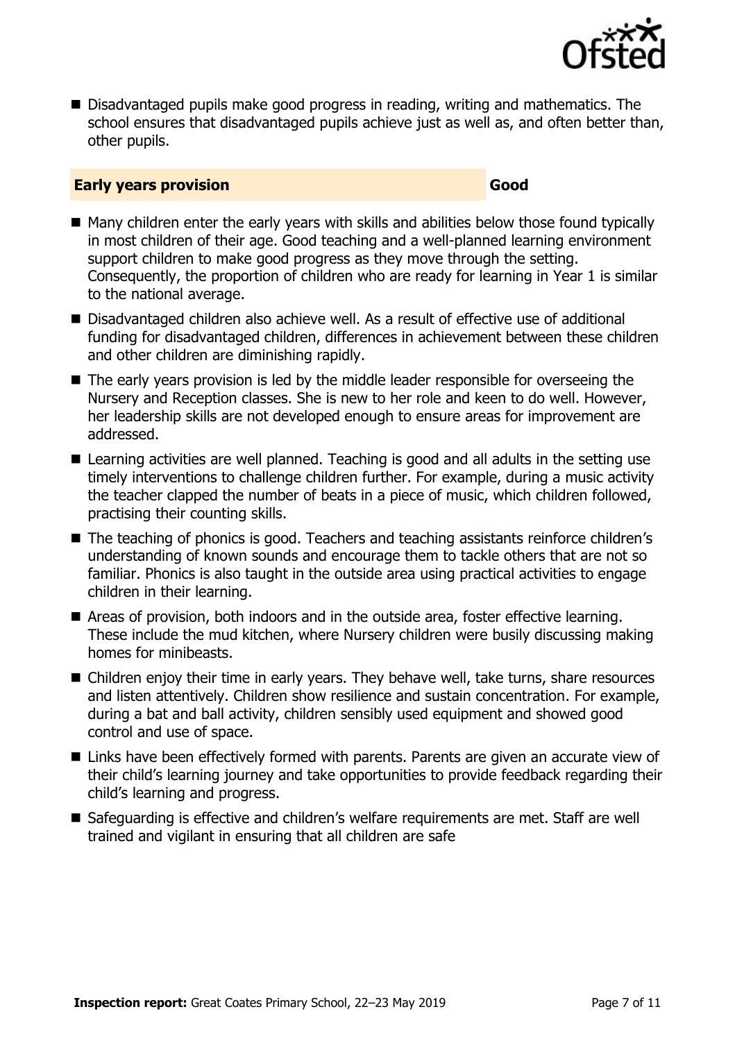- Disadvantaged pupils make good progress in reading, writing and mathematics. The school ensures that disadvantaged pupils achieve just as well as, and often better than, other pupils.

## Early years provision — Good

- Many children enter the early years with skills and abilities below those found typically in most children of their age. Good teaching and a well-planned learning environment support children to make good progress as they move through the setting. Consequently, the proportion of children who are ready for learning in Year 1 is similar to the national average.
- Disadvantaged children also achieve well. As a result of effective use of additional funding for disadvantaged children, differences in achievement between these children and other children are diminishing rapidly.
- The early years provision is led by the middle leader responsible for overseeing the Nursery and Reception classes. She is new to her role and keen to do well. However, her leadership skills are not developed enough to ensure areas for improvement are addressed.
- Learning activities are well planned. Teaching is good and all adults in the setting use timely interventions to challenge children further. For example, during a music activity the teacher clapped the number of beats in a piece of music, which children followed, practising their counting skills.
- The teaching of phonics is good. Teachers and teaching assistants reinforce children's understanding of known sounds and encourage them to tackle others that are not so familiar. Phonics is also taught in the outside area using practical activities to engage children in their learning.
- Areas of provision, both indoors and in the outside area, foster effective learning. These include the mud kitchen, where Nursery children were busily discussing making homes for minibeasts.
- Children enjoy their time in early years. They behave well, take turns, share resources and listen attentively. Children show resilience and sustain concentration. For example, during a bat and ball activity, children sensibly used equipment and showed good control and use of space.
- Links have been effectively formed with parents. Parents are given an accurate view of their child's learning journey and take opportunities to provide feedback regarding their child's learning and progress.
- Safeguarding is effective and children's welfare requirements are met. Staff are well trained and vigilant in ensuring that all children are safe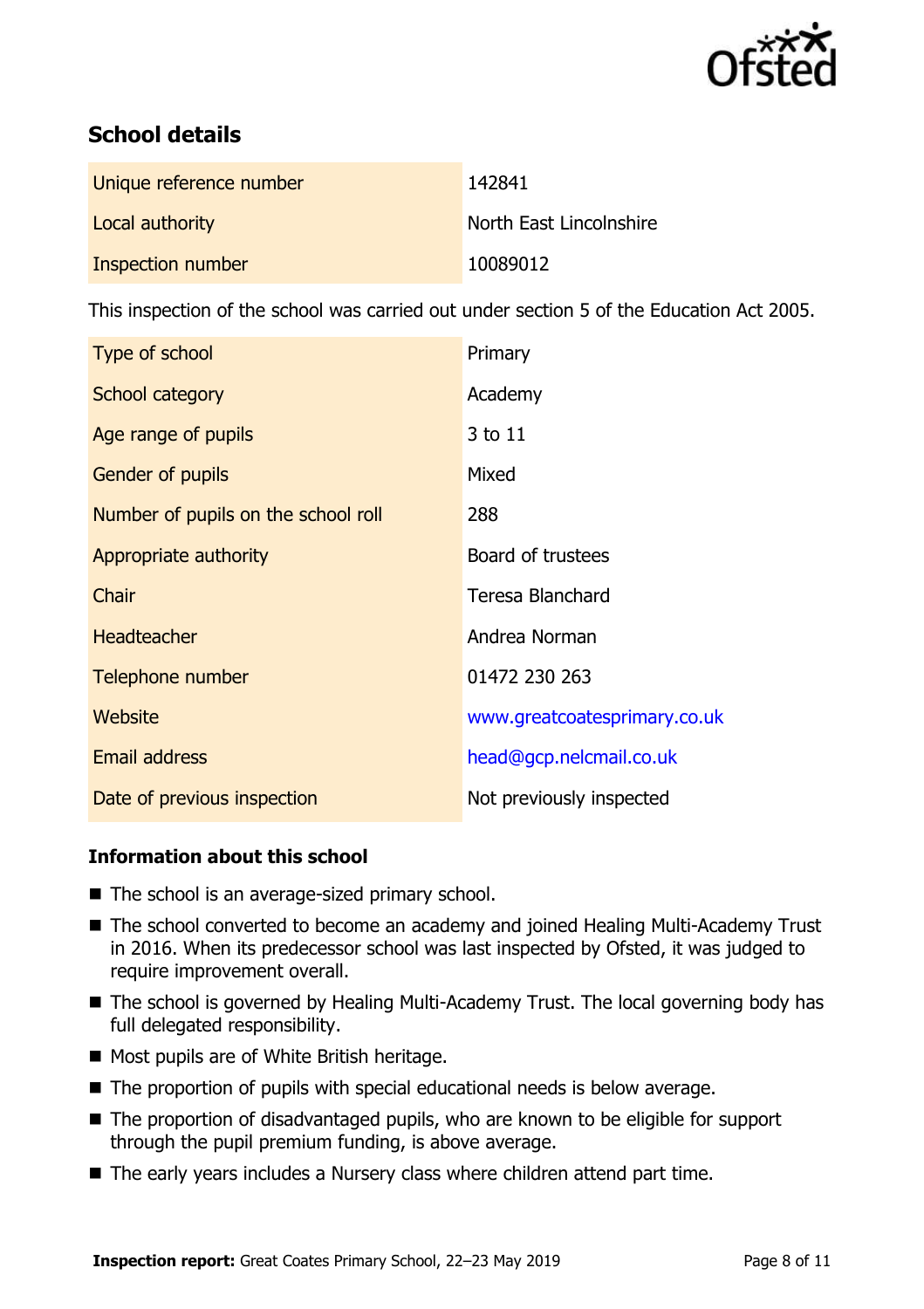## School details

| | |
|---|---|
| Unique reference number | 142841 |
| Local authority | North East Lincolnshire |
| Inspection number | 10089012 |

This inspection of the school was carried out under section 5 of the Education Act 2005.

| | |
|---|---|
| Type of school | Primary |
| School category | Academy |
| Age range of pupils | 3 to 11 |
| Gender of pupils | Mixed |
| Number of pupils on the school roll | 288 |
| Appropriate authority | Board of trustees |
| Chair | Teresa Blanchard |
| Headteacher | Andrea Norman |
| Telephone number | 01472 230 263 |
| Website | www.greatcoatesprimary.co.uk |
| Email address | head@gcp.nelcmail.co.uk |
| Date of previous inspection | Not previously inspected |

### Information about this school

- The school is an average-sized primary school.
- The school converted to become an academy and joined Healing Multi-Academy Trust in 2016. When its predecessor school was last inspected by Ofsted, it was judged to require improvement overall.
- The school is governed by Healing Multi-Academy Trust. The local governing body has full delegated responsibility.
- Most pupils are of White British heritage.
- The proportion of pupils with special educational needs is below average.
- The proportion of disadvantaged pupils, who are known to be eligible for support through the pupil premium funding, is above average.
- The early years includes a Nursery class where children attend part time.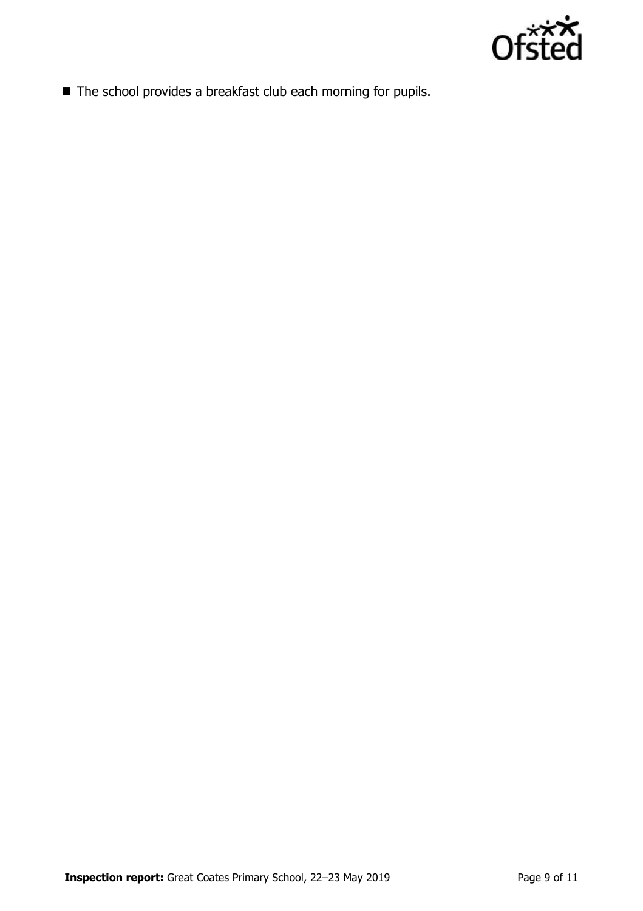- The school provides a breakfast club each morning for pupils.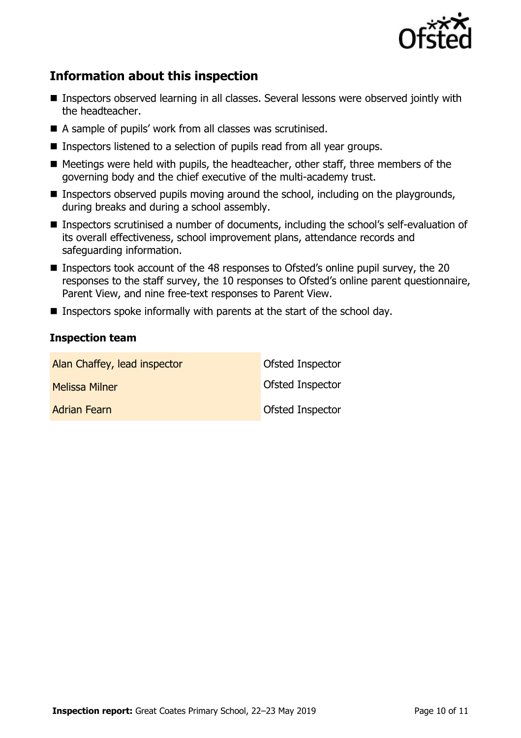## Information about this inspection

- Inspectors observed learning in all classes. Several lessons were observed jointly with the headteacher.
- A sample of pupils' work from all classes was scrutinised.
- Inspectors listened to a selection of pupils read from all year groups.
- Meetings were held with pupils, the headteacher, other staff, three members of the governing body and the chief executive of the multi-academy trust.
- Inspectors observed pupils moving around the school, including on the playgrounds, during breaks and during a school assembly.
- Inspectors scrutinised a number of documents, including the school's self-evaluation of its overall effectiveness, school improvement plans, attendance records and safeguarding information.
- Inspectors took account of the 48 responses to Ofsted's online pupil survey, the 20 responses to the staff survey, the 10 responses to Ofsted's online parent questionnaire, Parent View, and nine free-text responses to Parent View.
- Inspectors spoke informally with parents at the start of the school day.

### Inspection team

| | |
|---|---|
| Alan Chaffey, lead inspector | Ofsted Inspector |
| Melissa Milner | Ofsted Inspector |
| Adrian Fearn | Ofsted Inspector |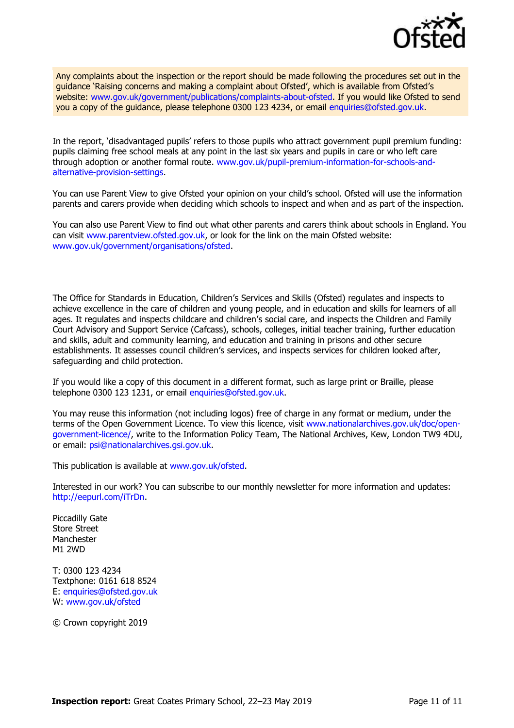Any complaints about the inspection or the report should be made following the procedures set out in the guidance 'Raising concerns and making a complaint about Ofsted', which is available from Ofsted's website: www.gov.uk/government/publications/complaints-about-ofsted. If you would like Ofsted to send you a copy of the guidance, please telephone 0300 123 4234, or email enquiries@ofsted.gov.uk.

In the report, 'disadvantaged pupils' refers to those pupils who attract government pupil premium funding: pupils claiming free school meals at any point in the last six years and pupils in care or who left care through adoption or another formal route. www.gov.uk/pupil-premium-information-for-schools-and-alternative-provision-settings.

You can use Parent View to give Ofsted your opinion on your child's school. Ofsted will use the information parents and carers provide when deciding which schools to inspect and when and as part of the inspection.

You can also use Parent View to find out what other parents and carers think about schools in England. You can visit www.parentview.ofsted.gov.uk, or look for the link on the main Ofsted website: www.gov.uk/government/organisations/ofsted.

The Office for Standards in Education, Children's Services and Skills (Ofsted) regulates and inspects to achieve excellence in the care of children and young people, and in education and skills for learners of all ages. It regulates and inspects childcare and children's social care, and inspects the Children and Family Court Advisory and Support Service (Cafcass), schools, colleges, initial teacher training, further education and skills, adult and community learning, and education and training in prisons and other secure establishments. It assesses council children's services, and inspects services for children looked after, safeguarding and child protection.

If you would like a copy of this document in a different format, such as large print or Braille, please telephone 0300 123 1231, or email enquiries@ofsted.gov.uk.

You may reuse this information (not including logos) free of charge in any format or medium, under the terms of the Open Government Licence. To view this licence, visit www.nationalarchives.gov.uk/doc/open-government-licence/, write to the Information Policy Team, The National Archives, Kew, London TW9 4DU, or email: psi@nationalarchives.gsi.gov.uk.

This publication is available at www.gov.uk/ofsted.

Interested in our work? You can subscribe to our monthly newsletter for more information and updates: http://eepurl.com/iTrDn.

Piccadilly Gate  
Store Street  
Manchester  
M1 2WD

T: 0300 123 4234  
Textphone: 0161 618 8524  
E: enquiries@ofsted.gov.uk  
W: www.gov.uk/ofsted

© Crown copyright 2019